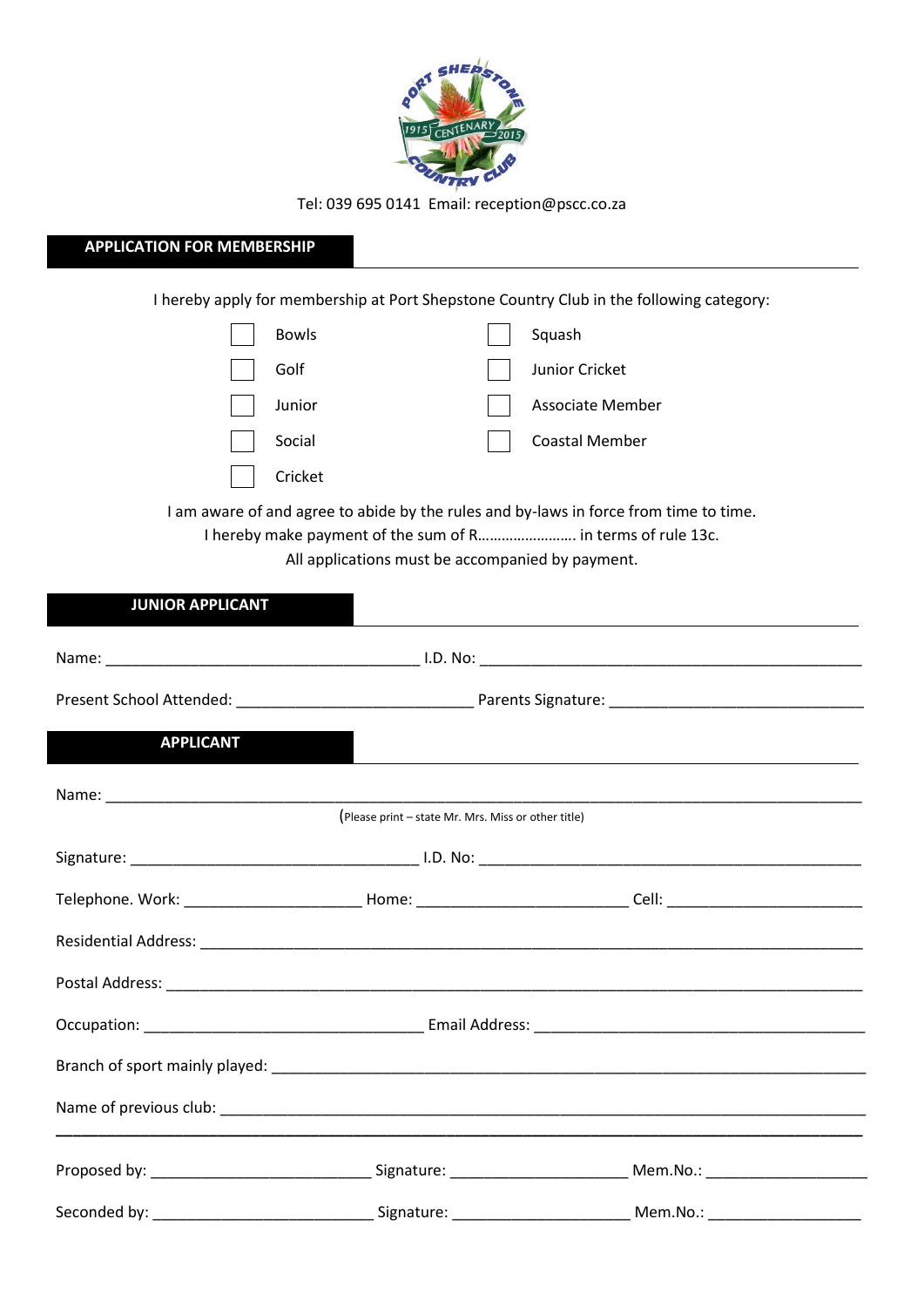Tel: 039 695 0141  Email: reception@pscc.co.za

## APPLICATION FOR MEMBERSHIP

I hereby apply for membership at Port Shepstone Country Club in the following category:

- [ ] Bowls
- [ ] Golf
- [ ] Junior
- [ ] Social
- [ ] Cricket
- [ ] Squash
- [ ] Junior Cricket
- [ ] Associate Member
- [ ] Coastal Member

I am aware of and agree to abide by the rules and by-laws in force from time to time.
I hereby make payment of the sum of R……………………. in terms of rule 13c.
All applications must be accompanied by payment.

## JUNIOR APPLICANT

Name: ____________________________________ I.D. No: ____________________________________________

Present School Attended: ___________________________ Parents Signature: ______________________________

## APPLICANT

Name: ______________________________________________________________________________________

(Please print – state Mr. Mrs. Miss or other title)

Signature: _________________________________ I.D. No: ____________________________________________

Telephone. Work: ____________________ Home: _______________________ Cell: ______________________

Residential Address: ___________________________________________________________________________

Postal Address: _______________________________________________________________________________

Occupation: ________________________________ Email Address: ______________________________________

Branch of sport mainly played: ___________________________________________________________________

Name of previous club: _________________________________________________________________________

---

Proposed by: _________________________ Signature: ____________________ Mem.No.: __________________

Seconded by: _________________________ Signature: ____________________ Mem.No.: _________________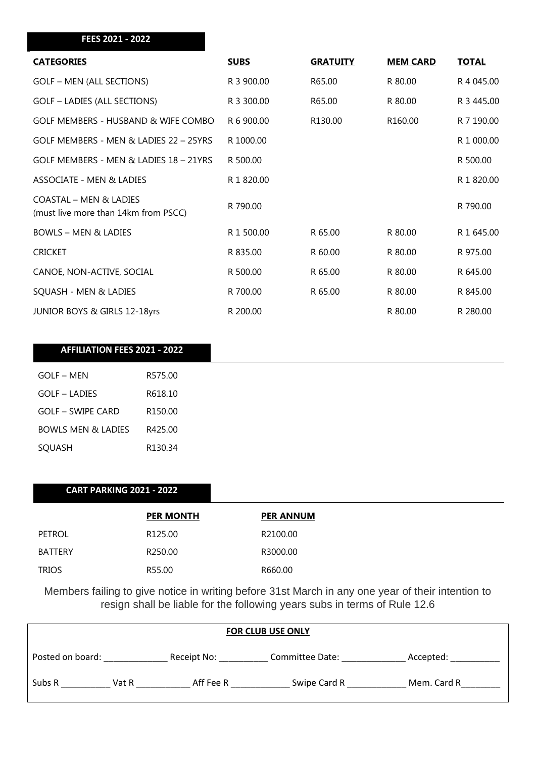## FEES 2021 - 2022

| **CATEGORIES** | **SUBS** | **GRATUITY** | **MEM CARD** | **TOTAL** |
|---|---|---|---|---|
| GOLF – MEN (ALL SECTIONS) | R 3 900.00 | R65.00 | R 80.00 | R 4 045.00 |
| GOLF – LADIES (ALL SECTIONS) | R 3 300.00 | R65.00 | R 80.00 | R 3 445.00 |
| GOLF MEMBERS - HUSBAND & WIFE COMBO | R 6 900.00 | R130.00 | R160.00 | R 7 190.00 |
| GOLF MEMBERS - MEN & LADIES 22 – 25YRS | R 1000.00 | | | R 1 000.00 |
| GOLF MEMBERS - MEN & LADIES 18 – 21YRS | R 500.00 | | | R 500.00 |
| ASSOCIATE - MEN & LADIES | R 1 820.00 | | | R 1 820.00 |
| COASTAL – MEN & LADIES (must live more than 14km from PSCC) | R 790.00 | | | R 790.00 |
| BOWLS – MEN & LADIES | R 1 500.00 | R 65.00 | R 80.00 | R 1 645.00 |
| CRICKET | R 835.00 | R 60.00 | R 80.00 | R 975.00 |
| CANOE, NON-ACTIVE, SOCIAL | R 500.00 | R 65.00 | R 80.00 | R 645.00 |
| SQUASH - MEN & LADIES | R 700.00 | R 65.00 | R 80.00 | R 845.00 |
| JUNIOR BOYS & GIRLS 12-18yrs | R 200.00 | | R 80.00 | R 280.00 |

## AFFILIATION FEES 2021 - 2022

| | |
|---|---|
| GOLF – MEN | R575.00 |
| GOLF – LADIES | R618.10 |
| GOLF – SWIPE CARD | R150.00 |
| BOWLS MEN & LADIES | R425.00 |
| SQUASH | R130.34 |

## CART PARKING 2021 - 2022

| | **PER MONTH** | **PER ANNUM** |
|---|---|---|
| PETROL | R125.00 | R2100.00 |
| BATTERY | R250.00 | R3000.00 |
| TRIOS | R55.00 | R660.00 |

Members failing to give notice in writing before 31st March in any one year of their intention to resign shall be liable for the following years subs in terms of Rule 12.6

**FOR CLUB USE ONLY**

Posted on board: ______________ Receipt No: ___________ Committee Date: ______________ Accepted: ___________

Subs R ___________ Vat R ____________ Aff Fee R _____________ Swipe Card R _____________ Mem. Card R_________